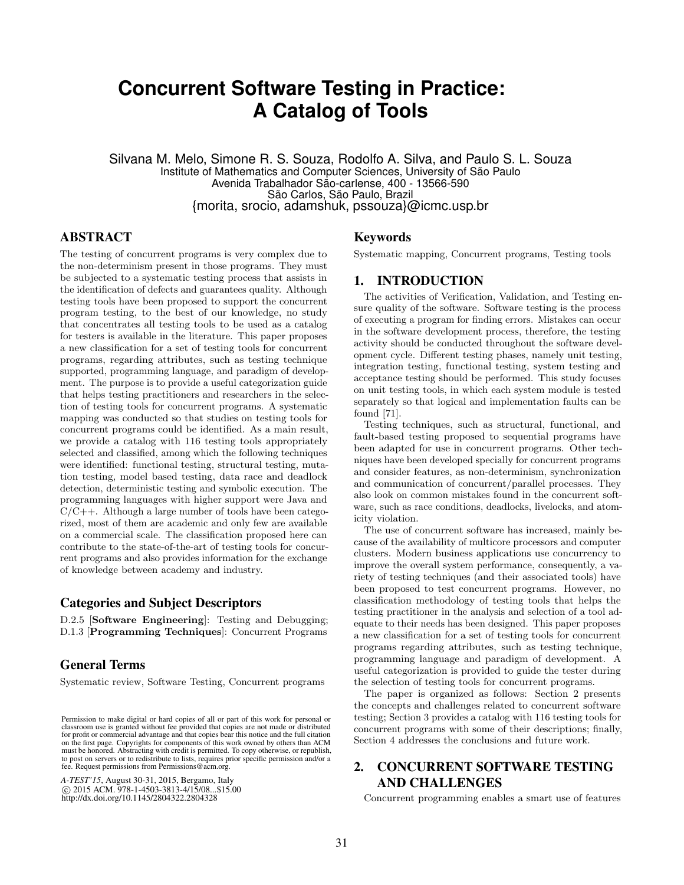# Concurrent Software Testing in Practice: A Catalog of Tools

Silvana M. Melo, Simone R. S. Souza, Rodolfo A. Silva, and Paulo S. L. Souza
Institute of Mathematics and Computer Sciences, University of São Paulo
Avenida Trabalhador São-carlense, 400 - 13566-590
São Carlos, São Paulo, Brazil
{morita, srocio, adamshuk, pssouza}@icmc.usp.br

## ABSTRACT

The testing of concurrent programs is very complex due to the non-determinism present in those programs. They must be subjected to a systematic testing process that assists in the identification of defects and guarantees quality. Although testing tools have been proposed to support the concurrent program testing, to the best of our knowledge, no study that concentrates all testing tools to be used as a catalog for testers is available in the literature. This paper proposes a new classification for a set of testing tools for concurrent programs, regarding attributes, such as testing technique supported, programming language, and paradigm of development. The purpose is to provide a useful categorization guide that helps testing practitioners and researchers in the selection of testing tools for concurrent programs. A systematic mapping was conducted so that studies on testing tools for concurrent programs could be identified. As a main result, we provide a catalog with 116 testing tools appropriately selected and classified, among which the following techniques were identified: functional testing, structural testing, mutation testing, model based testing, data race and deadlock detection, deterministic testing and symbolic execution. The programming languages with higher support were Java and C/C++. Although a large number of tools have been categorized, most of them are academic and only few are available on a commercial scale. The classification proposed here can contribute to the state-of-the-art of testing tools for concurrent programs and also provides information for the exchange of knowledge between academy and industry.

### Categories and Subject Descriptors

D.2.5 [**Software Engineering**]: Testing and Debugging; D.1.3 [**Programming Techniques**]: Concurrent Programs

### General Terms

Systematic review, Software Testing, Concurrent programs

Permission to make digital or hard copies of all or part of this work for personal or classroom use is granted without fee provided that copies are not made or distributed for profit or commercial advantage and that copies bear this notice and the full citation on the first page. Copyrights for components of this work owned by others than ACM must be honored. Abstracting with credit is permitted. To copy otherwise, or republish, to post on servers or to redistribute to lists, requires prior specific permission and/or a fee. Request permissions from Permissions@acm.org.

*A-TEST'15*, August 30-31, 2015, Bergamo, Italy
© 2015 ACM. 978-1-4503-3813-4/15/08...$15.00
http://dx.doi.org/10.1145/2804322.2804328

### Keywords

Systematic mapping, Concurrent programs, Testing tools

## 1. INTRODUCTION

The activities of Verification, Validation, and Testing ensure quality of the software. Software testing is the process of executing a program for finding errors. Mistakes can occur in the software development process, therefore, the testing activity should be conducted throughout the software development cycle. Different testing phases, namely unit testing, integration testing, functional testing, system testing and acceptance testing should be performed. This study focuses on unit testing tools, in which each system module is tested separately so that logical and implementation faults can be found [71].

Testing techniques, such as structural, functional, and fault-based testing proposed to sequential programs have been adapted for use in concurrent programs. Other techniques have been developed specially for concurrent programs and consider features, as non-determinism, synchronization and communication of concurrent/parallel processes. They also look on common mistakes found in the concurrent software, such as race conditions, deadlocks, livelocks, and atomicity violation.

The use of concurrent software has increased, mainly because of the availability of multicore processors and computer clusters. Modern business applications use concurrency to improve the overall system performance, consequently, a variety of testing techniques (and their associated tools) have been proposed to test concurrent programs. However, no classification methodology of testing tools that helps the testing practitioner in the analysis and selection of a tool adequate to their needs has been designed. This paper proposes a new classification for a set of testing tools for concurrent programs regarding attributes, such as testing technique, programming language and paradigm of development. A useful categorization is provided to guide the tester during the selection of testing tools for concurrent programs.

The paper is organized as follows: Section 2 presents the concepts and challenges related to concurrent software testing; Section 3 provides a catalog with 116 testing tools for concurrent programs with some of their descriptions; finally, Section 4 addresses the conclusions and future work.

## 2. CONCURRENT SOFTWARE TESTING AND CHALLENGES

Concurrent programming enables a smart use of features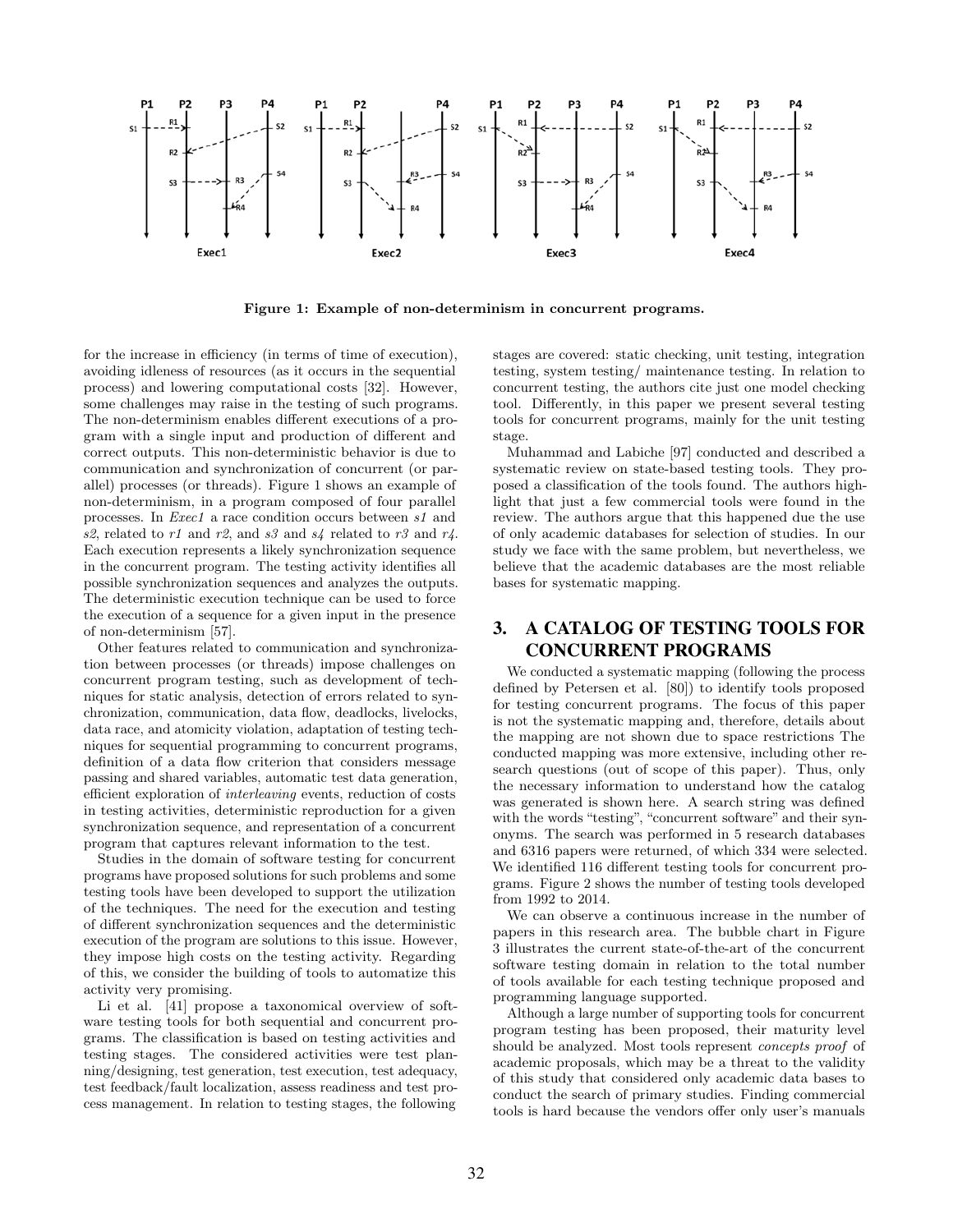P1 P2 P3 P4 P1 P2 P4 P1 P2 P3 P4 P1 P2 P3 P4

S1 R1 S2 R2 S3 R3 S4 R4

Exec1 Exec2 Exec3 Exec4

**Figure 1: Example of non-determinism in concurrent programs.**

for the increase in efficiency (in terms of time of execution), avoiding idleness of resources (as it occurs in the sequential process) and lowering computational costs [32]. However, some challenges may raise in the testing of such programs. The non-determinism enables different executions of a program with a single input and production of different and correct outputs. This non-deterministic behavior is due to communication and synchronization of concurrent (or parallel) processes (or threads). Figure 1 shows an example of non-determinism, in a program composed of four parallel processes. In *Exec1* a race condition occurs between *s1* and *s2*, related to *r1* and *r2*, and *s3* and *s4* related to *r3* and *r4*. Each execution represents a likely synchronization sequence in the concurrent program. The testing activity identifies all possible synchronization sequences and analyzes the outputs. The deterministic execution technique can be used to force the execution of a sequence for a given input in the presence of non-determinism [57].

Other features related to communication and synchronization between processes (or threads) impose challenges on concurrent program testing, such as development of techniques for static analysis, detection of errors related to synchronization, communication, data flow, deadlocks, livelocks, data race, and atomicity violation, adaptation of testing techniques for sequential programming to concurrent programs, definition of a data flow criterion that considers message passing and shared variables, automatic test data generation, efficient exploration of *interleaving* events, reduction of costs in testing activities, deterministic reproduction for a given synchronization sequence, and representation of a concurrent program that captures relevant information to the test.

Studies in the domain of software testing for concurrent programs have proposed solutions for such problems and some testing tools have been developed to support the utilization of the techniques. The need for the execution and testing of different synchronization sequences and the deterministic execution of the program are solutions to this issue. However, they impose high costs on the testing activity. Regarding of this, we consider the building of tools to automatize this activity very promising.

Li et al. [41] propose a taxonomical overview of software testing tools for both sequential and concurrent programs. The classification is based on testing activities and testing stages. The considered activities were test planning/designing, test generation, test execution, test adequacy, test feedback/fault localization, assess readiness and test process management. In relation to testing stages, the following stages are covered: static checking, unit testing, integration testing, system testing/ maintenance testing. In relation to concurrent testing, the authors cite just one model checking tool. Differently, in this paper we present several testing tools for concurrent programs, mainly for the unit testing stage.

Muhammad and Labiche [97] conducted and described a systematic review on state-based testing tools. They proposed a classification of the tools found. The authors highlight that just a few commercial tools were found in the review. The authors argue that this happened due the use of only academic databases for selection of studies. In our study we face with the same problem, but nevertheless, we believe that the academic databases are the most reliable bases for systematic mapping.

## 3. A CATALOG OF TESTING TOOLS FOR CONCURRENT PROGRAMS

We conducted a systematic mapping (following the process defined by Petersen et al. [80]) to identify tools proposed for testing concurrent programs. The focus of this paper is not the systematic mapping and, therefore, details about the mapping are not shown due to space restrictions The conducted mapping was more extensive, including other research questions (out of scope of this paper). Thus, only the necessary information to understand how the catalog was generated is shown here. A search string was defined with the words "testing", "concurrent software" and their synonyms. The search was performed in 5 research databases and 6316 papers were returned, of which 334 were selected. We identified 116 different testing tools for concurrent programs. Figure 2 shows the number of testing tools developed from 1992 to 2014.

We can observe a continuous increase in the number of papers in this research area. The bubble chart in Figure 3 illustrates the current state-of-the-art of the concurrent software testing domain in relation to the total number of tools available for each testing technique proposed and programming language supported.

Although a large number of supporting tools for concurrent program testing has been proposed, their maturity level should be analyzed. Most tools represent *concepts proof* of academic proposals, which may be a threat to the validity of this study that considered only academic data bases to conduct the search of primary studies. Finding commercial tools is hard because the vendors offer only user's manuals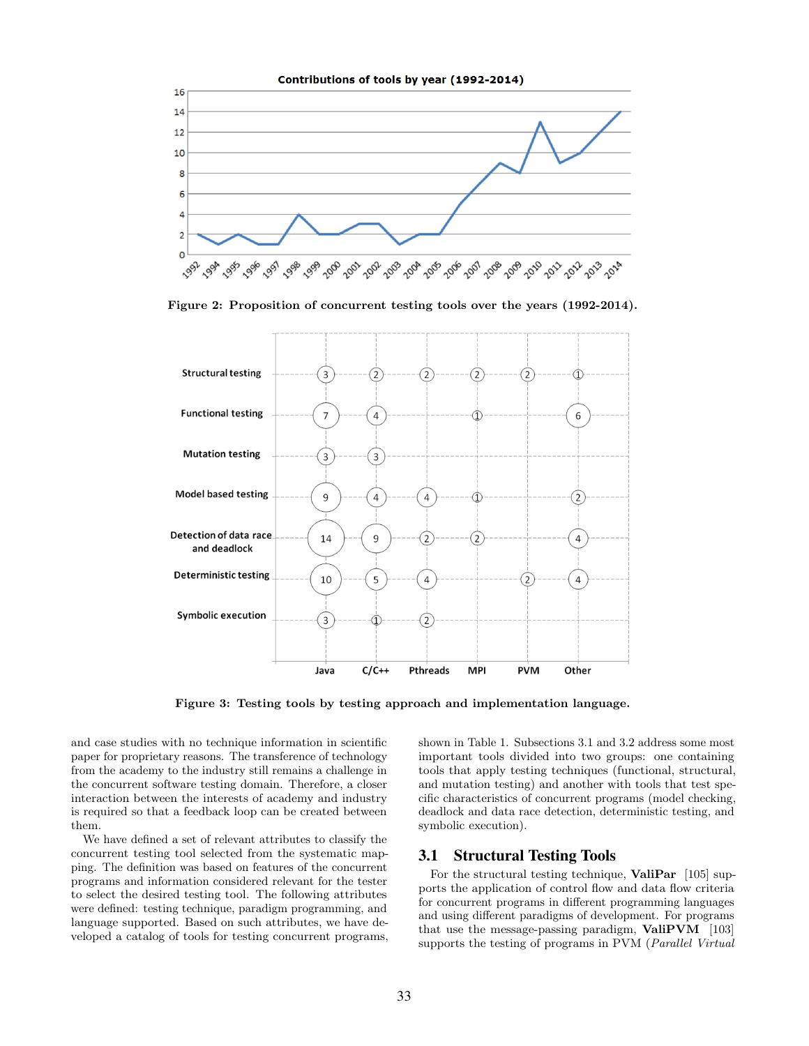Figure 2: Proposition of concurrent testing tools over the years (1992-2014).

Figure 3: Testing tools by testing approach and implementation language.

and case studies with no technique information in scientific paper for proprietary reasons. The transference of technology from the academy to the industry still remains a challenge in the concurrent software testing domain. Therefore, a closer interaction between the interests of academy and industry is required so that a feedback loop can be created between them.

We have defined a set of relevant attributes to classify the concurrent testing tool selected from the systematic mapping. The definition was based on features of the concurrent programs and information considered relevant for the tester to select the desired testing tool. The following attributes were defined: testing technique, paradigm programming, and language supported. Based on such attributes, we have developed a catalog of tools for testing concurrent programs, shown in Table 1. Subsections 3.1 and 3.2 address some most important tools divided into two groups: one containing tools that apply testing techniques (functional, structural, and mutation testing) and another with tools that test specific characteristics of concurrent programs (model checking, deadlock and data race detection, deterministic testing, and symbolic execution).

## 3.1 Structural Testing Tools

For the structural testing technique, **ValiPar** [105] supports the application of control flow and data flow criteria for concurrent programs in different programming languages and using different paradigms of development. For programs that use the message-passing paradigm, **ValiPVM** [103] supports the testing of programs in PVM (*Parallel Virtual*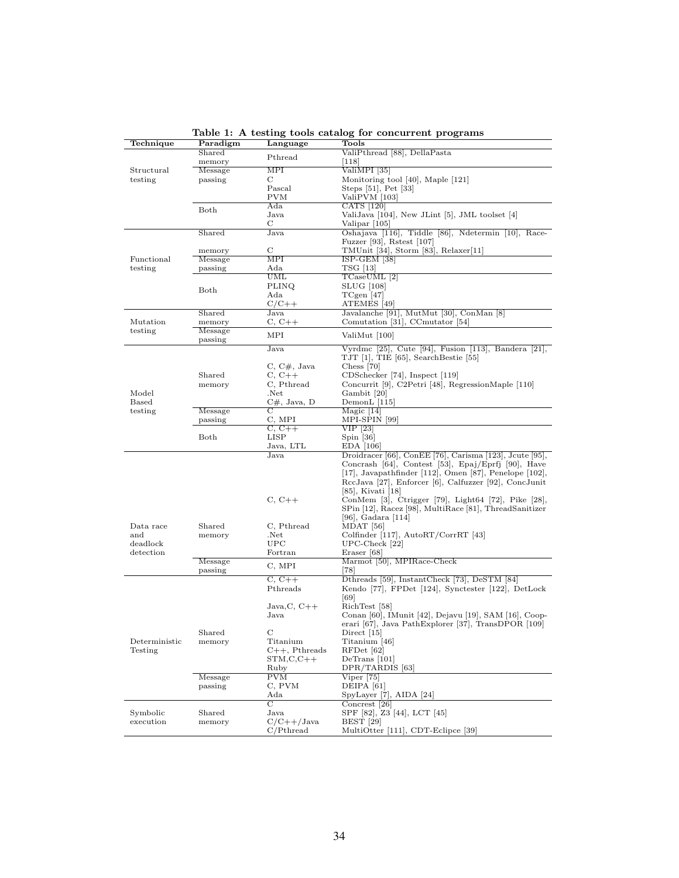**Table 1: A testing tools catalog for concurrent programs**

| Technique | Paradigm | Language | Tools |
|---|---|---|---|
| Structural testing | Shared memory | Pthread | ValiPthread [88], DellaPasta [118] |
| | Message passing | MPI | ValiMPI [35] |
| | | C | Monitoring tool [40], Maple [121] |
| | | Pascal | Steps [51], Pet [33] |
| | | PVM | ValiPVM [103] |
| | Both | Ada | CATS [120] |
| | | Java | ValiJava [104], New JLint [5], JML toolset [4] |
| | | C | Valipar [105] |
| Functional testing | Shared memory | Java | Oshajava [116], Tiddle [86], Ndetermin [10], Race-Fuzzer [93], Rstest [107] |
| | | C | TMUnit [34], Storm [83], Relaxer[11] |
| | Message passing | MPI | ISP-GEM [38] |
| | | Ada | TSG [13] |
| | Both | UML | TCaseUML [2] |
| | | PLINQ | SLUG [108] |
| | | Ada | TCgen [47] |
| | | C/C++ | ATEMES [49] |
| Mutation testing | Shared memory | Java | Javalanche [91], MutMut [30], ConMan [8] |
| | | C, C++ | Comutation [31], CCmutator [54] |
| | Message passing | MPI | ValiMut [100] |
| Model Based testing | Shared memory | Java | Vyrdmc [25], Cute [94], Fusion [113], Bandera [21], TJT [1], TIE [65], SearchBestie [55] |
| | | C, C#, Java | Chess [70] |
| | | C, C++ | CDSchecker [74], Inspect [119] |
| | | C, Pthread | Concurrit [9], C2Petri [48], RegressionMaple [110] |
| | | .Net | Gambit [20] |
| | | C#, Java, D | DemonL [115] |
| | Message passing | C | Magic [14] |
| | | C, MPI | MPI-SPIN [99] |
| | Both | C, C++ | VIP [23] |
| | | LISP | Spin [36] |
| | | Java, LTL | EDA [106] |
| Data race and deadlock detection | Shared memory | Java | Droidracer [66], ConEE [76], Carisma [123], Jcute [95], Concrash [64], Contest [53], Epaj/Eprfj [90], Have [17], Javapathfinder [112], Omen [87], Penelope [102], RccJava [27], Enforcer [6], Calfuzzer [92], ConcJunit [85], Kivati [18] |
| | | C, C++ | ConMem [3], Ctrigger [79], Light64 [72], Pike [28], SPin [12], Racez [98], MultiRace [81], ThreadSanitizer [96], Gadara [114] |
| | | C, Pthread | MDAT [56] |
| | | .Net | Colfinder [117], AutoRT/CorrRT [43] |
| | | UPC | UPC-Check [22] |
| | | Fortran | Eraser [68] |
| | Message passing | C, MPI | Marmot [50], MPIRace-Check [78] |
| Deterministic Testing | Shared memory | C, C++ | Dthreads [59], InstantCheck [73], DeSTM [84] |
| | | Pthreads | Kendo [77], FPDet [124], Synctester [122], DetLock [69] |
| | | Java,C, C++ | RichTest [58] |
| | | Java | Conan [60], IMunit [42], Dejavu [19], SAM [16], Cooperari [67], Java PathExplorer [37], TransDPOR [109] |
| | | C | Direct [15] |
| | | Titanium | Titanium [46] |
| | | C++, Pthreads | RFDet [62] |
| | | STM,C,C++ | DeTrans [101] |
| | | Ruby | DPR/TARDIS [63] |
| | Message passing | PVM | Viper [75] |
| | | C, PVM | DEIPA [61] |
| | | Ada | SpyLayer [7], AIDA [24] |
| Symbolic execution | Shared memory | C | Concrest [26] |
| | | Java | SPF [82], Z3 [44], LCT [45] |
| | | C/C++/Java | BEST [29] |
| | | C/Pthread | MultiOtter [111], CDT-Eclipce [39] |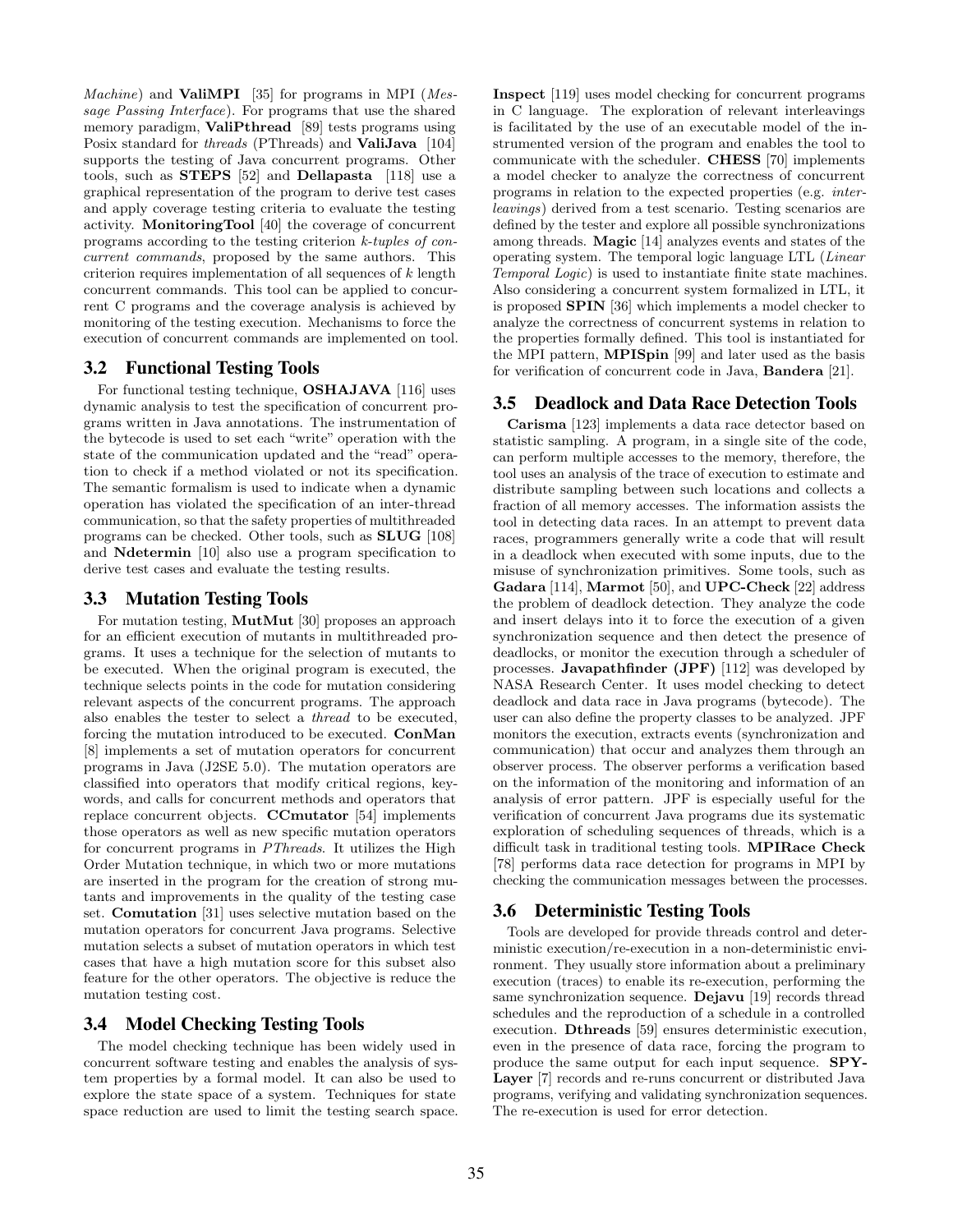*Machine*) and **ValiMPI** [35] for programs in MPI (*Message Passing Interface*). For programs that use the shared memory paradigm, **ValiPthread** [89] tests programs using Posix standard for *threads* (PThreads) and **ValiJava** [104] supports the testing of Java concurrent programs. Other tools, such as **STEPS** [52] and **Dellapasta** [118] use a graphical representation of the program to derive test cases and apply coverage testing criteria to evaluate the testing activity. **MonitoringTool** [40] the coverage of concurrent programs according to the testing criterion *k-tuples of concurrent commands*, proposed by the same authors. This criterion requires implementation of all sequences of $k$ length concurrent commands. This tool can be applied to concurrent C programs and the coverage analysis is achieved by monitoring of the testing execution. Mechanisms to force the execution of concurrent commands are implemented on tool.

## 3.2 Functional Testing Tools

For functional testing technique, **OSHAJAVA** [116] uses dynamic analysis to test the specification of concurrent programs written in Java annotations. The instrumentation of the bytecode is used to set each "write" operation with the state of the communication updated and the "read" operation to check if a method violated or not its specification. The semantic formalism is used to indicate when a dynamic operation has violated the specification of an inter-thread communication, so that the safety properties of multithreaded programs can be checked. Other tools, such as **SLUG** [108] and **Ndetermin** [10] also use a program specification to derive test cases and evaluate the testing results.

## 3.3 Mutation Testing Tools

For mutation testing, **MutMut** [30] proposes an approach for an efficient execution of mutants in multithreaded programs. It uses a technique for the selection of mutants to be executed. When the original program is executed, the technique selects points in the code for mutation considering relevant aspects of the concurrent programs. The approach also enables the tester to select a *thread* to be executed, forcing the mutation introduced to be executed. **ConMan** [8] implements a set of mutation operators for concurrent programs in Java (J2SE 5.0). The mutation operators are classified into operators that modify critical regions, keywords, and calls for concurrent methods and operators that replace concurrent objects. **CCmutator** [54] implements those operators as well as new specific mutation operators for concurrent programs in *PThreads*. It utilizes the High Order Mutation technique, in which two or more mutations are inserted in the program for the creation of strong mutants and improvements in the quality of the testing case set. **Comutation** [31] uses selective mutation based on the mutation operators for concurrent Java programs. Selective mutation selects a subset of mutation operators in which test cases that have a high mutation score for this subset also feature for the other operators. The objective is reduce the mutation testing cost.

## 3.4 Model Checking Testing Tools

The model checking technique has been widely used in concurrent software testing and enables the analysis of system properties by a formal model. It can also be used to explore the state space of a system. Techniques for state space reduction are used to limit the testing search space. **Inspect** [119] uses model checking for concurrent programs in C language. The exploration of relevant interleavings is facilitated by the use of an executable model of the instrumented version of the program and enables the tool to communicate with the scheduler. **CHESS** [70] implements a model checker to analyze the correctness of concurrent programs in relation to the expected properties (e.g. *interleavings*) derived from a test scenario. Testing scenarios are defined by the tester and explore all possible synchronizations among threads. **Magic** [14] analyzes events and states of the operating system. The temporal logic language LTL (*Linear Temporal Logic*) is used to instantiate finite state machines. Also considering a concurrent system formalized in LTL, it is proposed **SPIN** [36] which implements a model checker to analyze the correctness of concurrent systems in relation to the properties formally defined. This tool is instantiated for the MPI pattern, **MPISpin** [99] and later used as the basis for verification of concurrent code in Java, **Bandera** [21].

## 3.5 Deadlock and Data Race Detection Tools

**Carisma** [123] implements a data race detector based on statistic sampling. A program, in a single site of the code, can perform multiple accesses to the memory, therefore, the tool uses an analysis of the trace of execution to estimate and distribute sampling between such locations and collects a fraction of all memory accesses. The information assists the tool in detecting data races. In an attempt to prevent data races, programmers generally write a code that will result in a deadlock when executed with some inputs, due to the misuse of synchronization primitives. Some tools, such as **Gadara** [114], **Marmot** [50], and **UPC-Check** [22] address the problem of deadlock detection. They analyze the code and insert delays into it to force the execution of a given synchronization sequence and then detect the presence of deadlocks, or monitor the execution through a scheduler of processes. **Javapathfinder (JPF)** [112] was developed by NASA Research Center. It uses model checking to detect deadlock and data race in Java programs (bytecode). The user can also define the property classes to be analyzed. JPF monitors the execution, extracts events (synchronization and communication) that occur and analyzes them through an observer process. The observer performs a verification based on the information of the monitoring and information of an analysis of error pattern. JPF is especially useful for the verification of concurrent Java programs due its systematic exploration of scheduling sequences of threads, which is a difficult task in traditional testing tools. **MPIRace Check** [78] performs data race detection for programs in MPI by checking the communication messages between the processes.

## 3.6 Deterministic Testing Tools

Tools are developed for provide threads control and deterministic execution/re-execution in a non-deterministic environment. They usually store information about a preliminary execution (traces) to enable its re-execution, performing the same synchronization sequence. **Dejavu** [19] records thread schedules and the reproduction of a schedule in a controlled execution. **Dthreads** [59] ensures deterministic execution, even in the presence of data race, forcing the program to produce the same output for each input sequence. **SPY-Layer** [7] records and re-runs concurrent or distributed Java programs, verifying and validating synchronization sequences. The re-execution is used for error detection.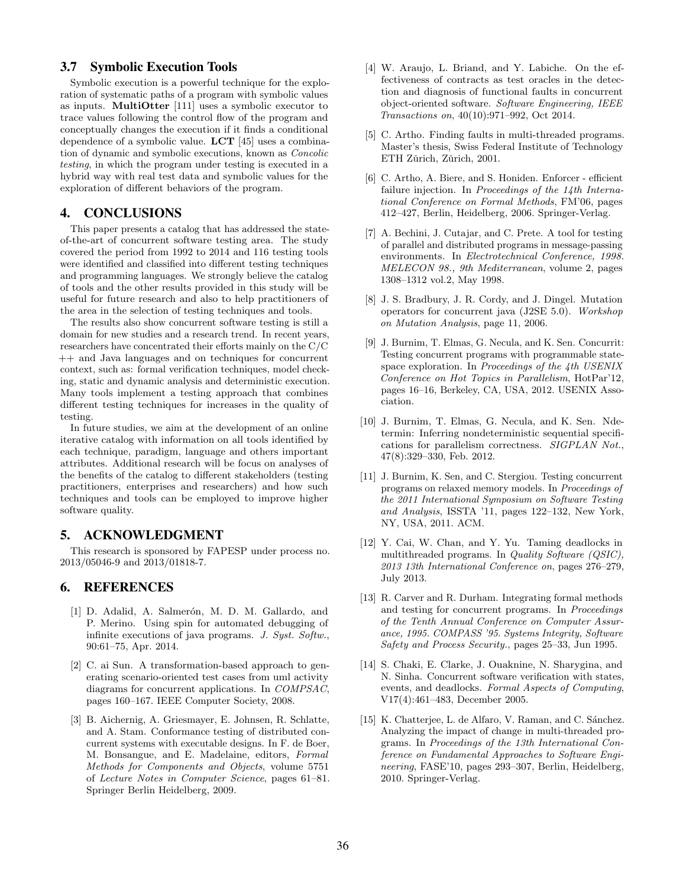### 3.7 Symbolic Execution Tools

Symbolic execution is a powerful technique for the exploration of systematic paths of a program with symbolic values as inputs. **MultiOtter** [111] uses a symbolic executor to trace values following the control flow of the program and conceptually changes the execution if it finds a conditional dependence of a symbolic value. **LCT** [45] uses a combination of dynamic and symbolic executions, known as *Concolic testing*, in which the program under testing is executed in a hybrid way with real test data and symbolic values for the exploration of different behaviors of the program.

## 4. CONCLUSIONS

This paper presents a catalog that has addressed the state-of-the-art of concurrent software testing area. The study covered the period from 1992 to 2014 and 116 testing tools were identified and classified into different testing techniques and programming languages. We strongly believe the catalog of tools and the other results provided in this study will be useful for future research and also to help practitioners of the area in the selection of testing techniques and tools.

The results also show concurrent software testing is still a domain for new studies and a research trend. In recent years, researchers have concentrated their efforts mainly on the C/C ++ and Java languages and on techniques for concurrent context, such as: formal verification techniques, model checking, static and dynamic analysis and deterministic execution. Many tools implement a testing approach that combines different testing techniques for increases in the quality of testing.

In future studies, we aim at the development of an online iterative catalog with information on all tools identified by each technique, paradigm, language and others important attributes. Additional research will be focus on analyses of the benefits of the catalog to different stakeholders (testing practitioners, enterprises and researchers) and how such techniques and tools can be employed to improve higher software quality.

## 5. ACKNOWLEDGMENT

This research is sponsored by FAPESP under process no. 2013/05046-9 and 2013/01818-7.

## 6. REFERENCES

[1] D. Adalid, A. Salmerón, M. D. M. Gallardo, and P. Merino. Using spin for automated debugging of infinite executions of java programs. *J. Syst. Softw.*, 90:61–75, Apr. 2014.

[2] C. ai Sun. A transformation-based approach to generating scenario-oriented test cases from uml activity diagrams for concurrent applications. In *COMPSAC*, pages 160–167. IEEE Computer Society, 2008.

[3] B. Aichernig, A. Griesmayer, E. Johnsen, R. Schlatte, and A. Stam. Conformance testing of distributed concurrent systems with executable designs. In F. de Boer, M. Bonsangue, and E. Madelaine, editors, *Formal Methods for Components and Objects*, volume 5751 of *Lecture Notes in Computer Science*, pages 61–81. Springer Berlin Heidelberg, 2009.

[4] W. Araujo, L. Briand, and Y. Labiche. On the effectiveness of contracts as test oracles in the detection and diagnosis of functional faults in concurrent object-oriented software. *Software Engineering, IEEE Transactions on*, 40(10):971–992, Oct 2014.

[5] C. Artho. Finding faults in multi-threaded programs. Master's thesis, Swiss Federal Institute of Technology ETH Zŭrich, Zŭrich, 2001.

[6] C. Artho, A. Biere, and S. Honiden. Enforcer - efficient failure injection. In *Proceedings of the 14th International Conference on Formal Methods*, FM'06, pages 412–427, Berlin, Heidelberg, 2006. Springer-Verlag.

[7] A. Bechini, J. Cutajar, and C. Prete. A tool for testing of parallel and distributed programs in message-passing environments. In *Electrotechnical Conference, 1998. MELECON 98., 9th Mediterranean*, volume 2, pages 1308–1312 vol.2, May 1998.

[8] J. S. Bradbury, J. R. Cordy, and J. Dingel. Mutation operators for concurrent java (J2SE 5.0). *Workshop on Mutation Analysis*, page 11, 2006.

[9] J. Burnim, T. Elmas, G. Necula, and K. Sen. Concurrit: Testing concurrent programs with programmable state-space exploration. In *Proceedings of the 4th USENIX Conference on Hot Topics in Parallelism*, HotPar'12, pages 16–16, Berkeley, CA, USA, 2012. USENIX Association.

[10] J. Burnim, T. Elmas, G. Necula, and K. Sen. Ndetermin: Inferring nondeterministic sequential specifications for parallelism correctness. *SIGPLAN Not.*, 47(8):329–330, Feb. 2012.

[11] J. Burnim, K. Sen, and C. Stergiou. Testing concurrent programs on relaxed memory models. In *Proceedings of the 2011 International Symposium on Software Testing and Analysis*, ISSTA '11, pages 122–132, New York, NY, USA, 2011. ACM.

[12] Y. Cai, W. Chan, and Y. Yu. Taming deadlocks in multithreaded programs. In *Quality Software (QSIC), 2013 13th International Conference on*, pages 276–279, July 2013.

[13] R. Carver and R. Durham. Integrating formal methods and testing for concurrent programs. In *Proceedings of the Tenth Annual Conference on Computer Assurance, 1995. COMPASS '95. Systems Integrity, Software Safety and Process Security.*, pages 25–33, Jun 1995.

[14] S. Chaki, E. Clarke, J. Ouaknine, N. Sharygina, and N. Sinha. Concurrent software verification with states, events, and deadlocks. *Formal Aspects of Computing*, V17(4):461–483, December 2005.

[15] K. Chatterjee, L. de Alfaro, V. Raman, and C. Sánchez. Analyzing the impact of change in multi-threaded programs. In *Proceedings of the 13th International Conference on Fundamental Approaches to Software Engineering*, FASE'10, pages 293–307, Berlin, Heidelberg, 2010. Springer-Verlag.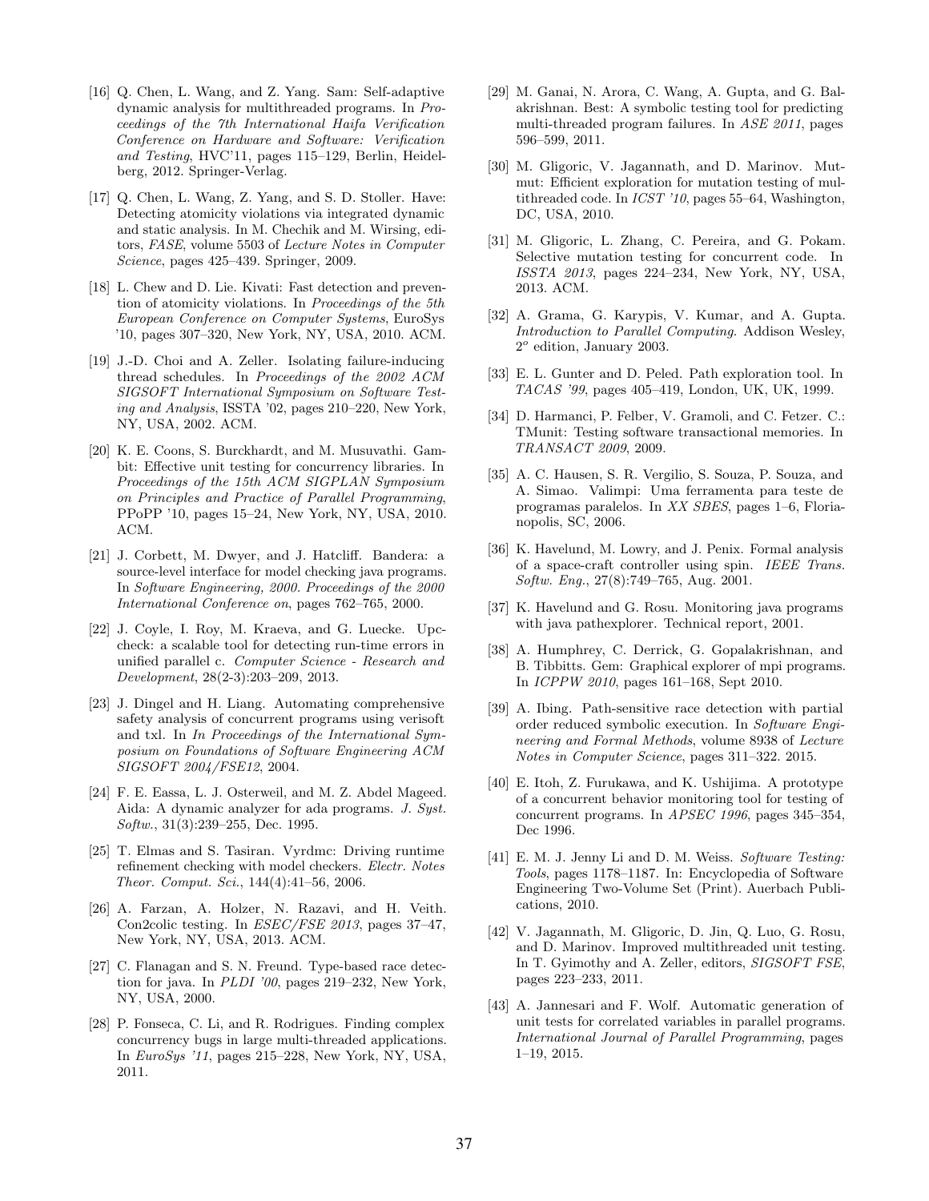[16] Q. Chen, L. Wang, and Z. Yang. Sam: Self-adaptive dynamic analysis for multithreaded programs. In *Proceedings of the 7th International Haifa Verification Conference on Hardware and Software: Verification and Testing*, HVC'11, pages 115–129, Berlin, Heidelberg, 2012. Springer-Verlag.

[17] Q. Chen, L. Wang, Z. Yang, and S. D. Stoller. Have: Detecting atomicity violations via integrated dynamic and static analysis. In M. Chechik and M. Wirsing, editors, *FASE*, volume 5503 of *Lecture Notes in Computer Science*, pages 425–439. Springer, 2009.

[18] L. Chew and D. Lie. Kivati: Fast detection and prevention of atomicity violations. In *Proceedings of the 5th European Conference on Computer Systems*, EuroSys '10, pages 307–320, New York, NY, USA, 2010. ACM.

[19] J.-D. Choi and A. Zeller. Isolating failure-inducing thread schedules. In *Proceedings of the 2002 ACM SIGSOFT International Symposium on Software Testing and Analysis*, ISSTA '02, pages 210–220, New York, NY, USA, 2002. ACM.

[20] K. E. Coons, S. Burckhardt, and M. Musuvathi. Gambit: Effective unit testing for concurrency libraries. In *Proceedings of the 15th ACM SIGPLAN Symposium on Principles and Practice of Parallel Programming*, PPoPP '10, pages 15–24, New York, NY, USA, 2010. ACM.

[21] J. Corbett, M. Dwyer, and J. Hatcliff. Bandera: a source-level interface for model checking java programs. In *Software Engineering, 2000. Proceedings of the 2000 International Conference on*, pages 762–765, 2000.

[22] J. Coyle, I. Roy, M. Kraeva, and G. Luecke. Upc-check: a scalable tool for detecting run-time errors in unified parallel c. *Computer Science - Research and Development*, 28(2-3):203–209, 2013.

[23] J. Dingel and H. Liang. Automating comprehensive safety analysis of concurrent programs using verisoft and txl. In *In Proceedings of the International Symposium on Foundations of Software Engineering ACM SIGSOFT 2004/FSE12*, 2004.

[24] F. E. Eassa, L. J. Osterweil, and M. Z. Abdel Mageed. Aida: A dynamic analyzer for ada programs. *J. Syst. Softw.*, 31(3):239–255, Dec. 1995.

[25] T. Elmas and S. Tasiran. Vyrdmc: Driving runtime refinement checking with model checkers. *Electr. Notes Theor. Comput. Sci.*, 144(4):41–56, 2006.

[26] A. Farzan, A. Holzer, N. Razavi, and H. Veith. Con2colic testing. In *ESEC/FSE 2013*, pages 37–47, New York, NY, USA, 2013. ACM.

[27] C. Flanagan and S. N. Freund. Type-based race detection for java. In *PLDI '00*, pages 219–232, New York, NY, USA, 2000.

[28] P. Fonseca, C. Li, and R. Rodrigues. Finding complex concurrency bugs in large multi-threaded applications. In *EuroSys '11*, pages 215–228, New York, NY, USA, 2011.

[29] M. Ganai, N. Arora, C. Wang, A. Gupta, and G. Balakrishnan. Best: A symbolic testing tool for predicting multi-threaded program failures. In *ASE 2011*, pages 596–599, 2011.

[30] M. Gligoric, V. Jagannath, and D. Marinov. Mutmut: Efficient exploration for mutation testing of multithreaded code. In *ICST '10*, pages 55–64, Washington, DC, USA, 2010.

[31] M. Gligoric, L. Zhang, C. Pereira, and G. Pokam. Selective mutation testing for concurrent code. In *ISSTA 2013*, pages 224–234, New York, NY, USA, 2013. ACM.

[32] A. Grama, G. Karypis, V. Kumar, and A. Gupta. *Introduction to Parallel Computing*. Addison Wesley, $2^o$ edition, January 2003.

[33] E. L. Gunter and D. Peled. Path exploration tool. In *TACAS '99*, pages 405–419, London, UK, UK, 1999.

[34] D. Harmanci, P. Felber, V. Gramoli, and C. Fetzer. C.: TMunit: Testing software transactional memories. In *TRANSACT 2009*, 2009.

[35] A. C. Hausen, S. R. Vergilio, S. Souza, P. Souza, and A. Simao. Valimpi: Uma ferramenta para teste de programas paralelos. In *XX SBES*, pages 1–6, Florianopolis, SC, 2006.

[36] K. Havelund, M. Lowry, and J. Penix. Formal analysis of a space-craft controller using spin. *IEEE Trans. Softw. Eng.*, 27(8):749–765, Aug. 2001.

[37] K. Havelund and G. Rosu. Monitoring java programs with java pathexplorer. Technical report, 2001.

[38] A. Humphrey, C. Derrick, G. Gopalakrishnan, and B. Tibbitts. Gem: Graphical explorer of mpi programs. In *ICPPW 2010*, pages 161–168, Sept 2010.

[39] A. Ibing. Path-sensitive race detection with partial order reduced symbolic execution. In *Software Engineering and Formal Methods*, volume 8938 of *Lecture Notes in Computer Science*, pages 311–322. 2015.

[40] E. Itoh, Z. Furukawa, and K. Ushijima. A prototype of a concurrent behavior monitoring tool for testing of concurrent programs. In *APSEC 1996*, pages 345–354, Dec 1996.

[41] E. M. J. Jenny Li and D. M. Weiss. *Software Testing: Tools*, pages 1178–1187. In: Encyclopedia of Software Engineering Two-Volume Set (Print). Auerbach Publications, 2010.

[42] V. Jagannath, M. Gligoric, D. Jin, Q. Luo, G. Rosu, and D. Marinov. Improved multithreaded unit testing. In T. Gyimothy and A. Zeller, editors, *SIGSOFT FSE*, pages 223–233, 2011.

[43] A. Jannesari and F. Wolf. Automatic generation of unit tests for correlated variables in parallel programs. *International Journal of Parallel Programming*, pages 1–19, 2015.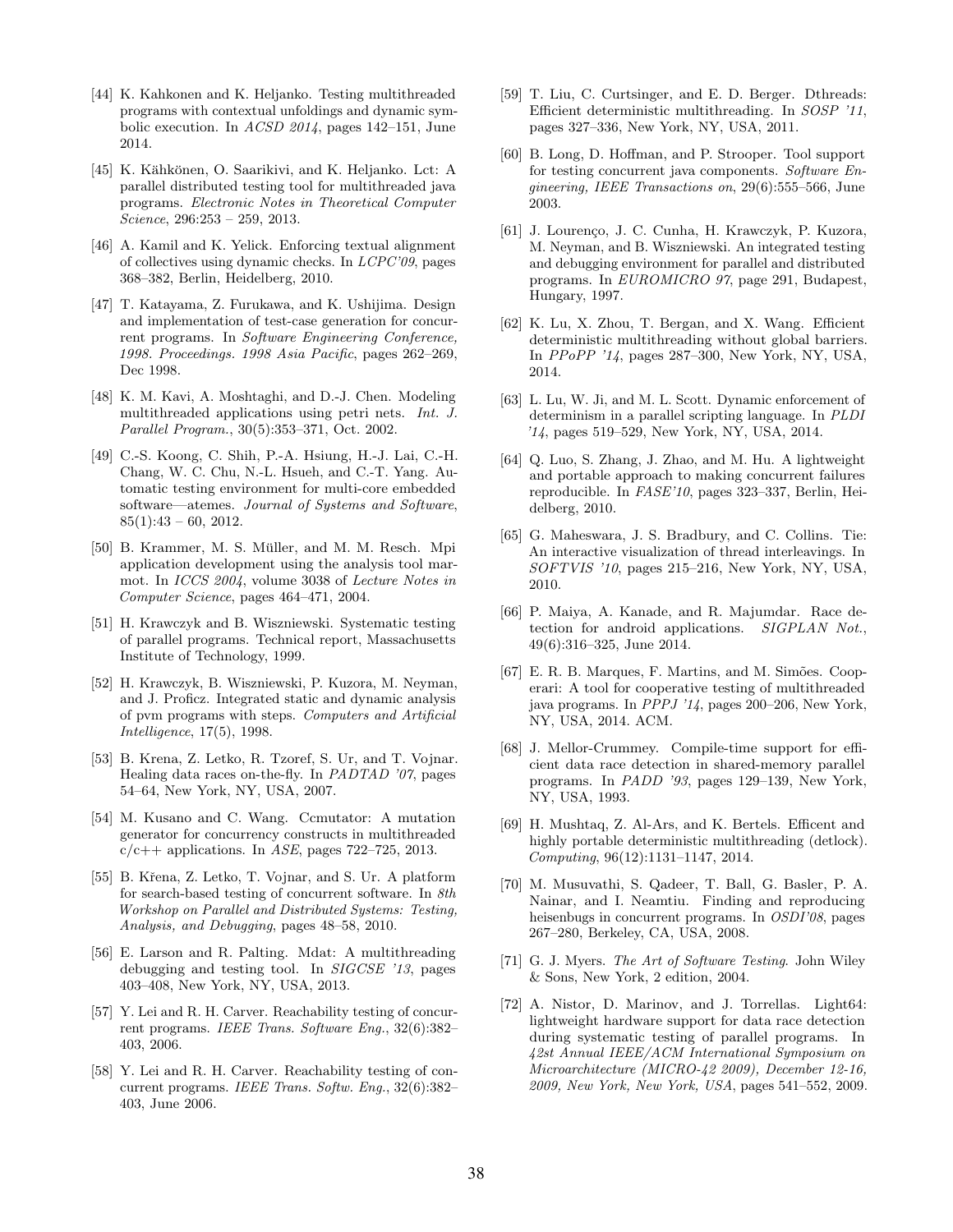[44] K. Kahkonen and K. Heljanko. Testing multithreaded programs with contextual unfoldings and dynamic symbolic execution. In *ACSD 2014*, pages 142–151, June 2014.

[45] K. Kähkönen, O. Saarikivi, and K. Heljanko. Lct: A parallel distributed testing tool for multithreaded java programs. *Electronic Notes in Theoretical Computer Science*, 296:253 – 259, 2013.

[46] A. Kamil and K. Yelick. Enforcing textual alignment of collectives using dynamic checks. In *LCPC'09*, pages 368–382, Berlin, Heidelberg, 2010.

[47] T. Katayama, Z. Furukawa, and K. Ushijima. Design and implementation of test-case generation for concurrent programs. In *Software Engineering Conference, 1998. Proceedings. 1998 Asia Pacific*, pages 262–269, Dec 1998.

[48] K. M. Kavi, A. Moshtaghi, and D.-J. Chen. Modeling multithreaded applications using petri nets. *Int. J. Parallel Program.*, 30(5):353–371, Oct. 2002.

[49] C.-S. Koong, C. Shih, P.-A. Hsiung, H.-J. Lai, C.-H. Chang, W. C. Chu, N.-L. Hsueh, and C.-T. Yang. Automatic testing environment for multi-core embedded software—atemes. *Journal of Systems and Software*, 85(1):43 – 60, 2012.

[50] B. Krammer, M. S. Müller, and M. M. Resch. Mpi application development using the analysis tool marmot. In *ICCS 2004*, volume 3038 of *Lecture Notes in Computer Science*, pages 464–471, 2004.

[51] H. Krawczyk and B. Wiszniewski. Systematic testing of parallel programs. Technical report, Massachusetts Institute of Technology, 1999.

[52] H. Krawczyk, B. Wiszniewski, P. Kuzora, M. Neyman, and J. Proficz. Integrated static and dynamic analysis of pvm programs with steps. *Computers and Artificial Intelligence*, 17(5), 1998.

[53] B. Krena, Z. Letko, R. Tzoref, S. Ur, and T. Vojnar. Healing data races on-the-fly. In *PADTAD '07*, pages 54–64, New York, NY, USA, 2007.

[54] M. Kusano and C. Wang. Ccmutator: A mutation generator for concurrency constructs in multithreaded c/c++ applications. In *ASE*, pages 722–725, 2013.

[55] B. Křena, Z. Letko, T. Vojnar, and S. Ur. A platform for search-based testing of concurrent software. In *8th Workshop on Parallel and Distributed Systems: Testing, Analysis, and Debugging*, pages 48–58, 2010.

[56] E. Larson and R. Palting. Mdat: A multithreading debugging and testing tool. In *SIGCSE '13*, pages 403–408, New York, NY, USA, 2013.

[57] Y. Lei and R. H. Carver. Reachability testing of concurrent programs. *IEEE Trans. Software Eng.*, 32(6):382–403, 2006.

[58] Y. Lei and R. H. Carver. Reachability testing of concurrent programs. *IEEE Trans. Softw. Eng.*, 32(6):382–403, June 2006.

[59] T. Liu, C. Curtsinger, and E. D. Berger. Dthreads: Efficient deterministic multithreading. In *SOSP '11*, pages 327–336, New York, NY, USA, 2011.

[60] B. Long, D. Hoffman, and P. Strooper. Tool support for testing concurrent java components. *Software Engineering, IEEE Transactions on*, 29(6):555–566, June 2003.

[61] J. Lourenço, J. C. Cunha, H. Krawczyk, P. Kuzora, M. Neyman, and B. Wiszniewski. An integrated testing and debugging environment for parallel and distributed programs. In *EUROMICRO 97*, page 291, Budapest, Hungary, 1997.

[62] K. Lu, X. Zhou, T. Bergan, and X. Wang. Efficient deterministic multithreading without global barriers. In *PPoPP '14*, pages 287–300, New York, NY, USA, 2014.

[63] L. Lu, W. Ji, and M. L. Scott. Dynamic enforcement of determinism in a parallel scripting language. In *PLDI '14*, pages 519–529, New York, NY, USA, 2014.

[64] Q. Luo, S. Zhang, J. Zhao, and M. Hu. A lightweight and portable approach to making concurrent failures reproducible. In *FASE'10*, pages 323–337, Berlin, Heidelberg, 2010.

[65] G. Maheswara, J. S. Bradbury, and C. Collins. Tie: An interactive visualization of thread interleavings. In *SOFTVIS '10*, pages 215–216, New York, NY, USA, 2010.

[66] P. Maiya, A. Kanade, and R. Majumdar. Race detection for android applications. *SIGPLAN Not.*, 49(6):316–325, June 2014.

[67] E. R. B. Marques, F. Martins, and M. Simões. Cooperari: A tool for cooperative testing of multithreaded java programs. In *PPPJ '14*, pages 200–206, New York, NY, USA, 2014. ACM.

[68] J. Mellor-Crummey. Compile-time support for efficient data race detection in shared-memory parallel programs. In *PADD '93*, pages 129–139, New York, NY, USA, 1993.

[69] H. Mushtaq, Z. Al-Ars, and K. Bertels. Efficent and highly portable deterministic multithreading (detlock). *Computing*, 96(12):1131–1147, 2014.

[70] M. Musuvathi, S. Qadeer, T. Ball, G. Basler, P. A. Nainar, and I. Neamtiu. Finding and reproducing heisenbugs in concurrent programs. In *OSDI'08*, pages 267–280, Berkeley, CA, USA, 2008.

[71] G. J. Myers. *The Art of Software Testing*. John Wiley & Sons, New York, 2 edition, 2004.

[72] A. Nistor, D. Marinov, and J. Torrellas. Light64: lightweight hardware support for data race detection during systematic testing of parallel programs. In *42st Annual IEEE/ACM International Symposium on Microarchitecture (MICRO-42 2009), December 12-16, 2009, New York, New York, USA*, pages 541–552, 2009.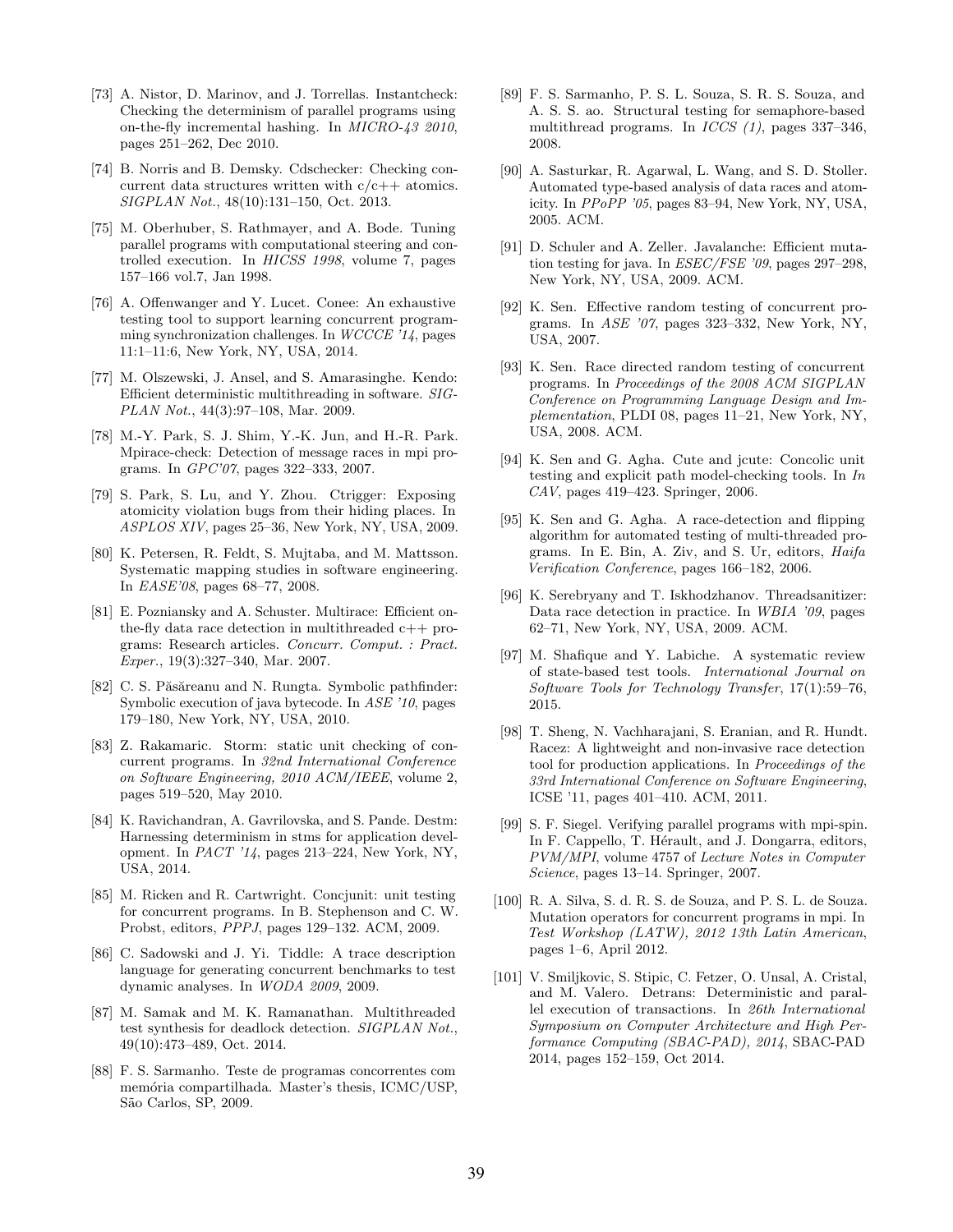[73] A. Nistor, D. Marinov, and J. Torrellas. Instantcheck: Checking the determinism of parallel programs using on-the-fly incremental hashing. In *MICRO-43 2010*, pages 251–262, Dec 2010.

[74] B. Norris and B. Demsky. Cdschecker: Checking concurrent data structures written with c/c++ atomics. *SIGPLAN Not.*, 48(10):131–150, Oct. 2013.

[75] M. Oberhuber, S. Rathmayer, and A. Bode. Tuning parallel programs with computational steering and controlled execution. In *HICSS 1998*, volume 7, pages 157–166 vol.7, Jan 1998.

[76] A. Offenwanger and Y. Lucet. Conee: An exhaustive testing tool to support learning concurrent programming synchronization challenges. In *WCCCE '14*, pages 11:1–11:6, New York, NY, USA, 2014.

[77] M. Olszewski, J. Ansel, and S. Amarasinghe. Kendo: Efficient deterministic multithreading in software. *SIGPLAN Not.*, 44(3):97–108, Mar. 2009.

[78] M.-Y. Park, S. J. Shim, Y.-K. Jun, and H.-R. Park. Mpirace-check: Detection of message races in mpi programs. In *GPC'07*, pages 322–333, 2007.

[79] S. Park, S. Lu, and Y. Zhou. Ctrigger: Exposing atomicity violation bugs from their hiding places. In *ASPLOS XIV*, pages 25–36, New York, NY, USA, 2009.

[80] K. Petersen, R. Feldt, S. Mujtaba, and M. Mattsson. Systematic mapping studies in software engineering. In *EASE'08*, pages 68–77, 2008.

[81] E. Pozniansky and A. Schuster. Multirace: Efficient on-the-fly data race detection in multithreaded c++ programs: Research articles. *Concurr. Comput. : Pract. Exper.*, 19(3):327–340, Mar. 2007.

[82] C. S. Păsăreanu and N. Rungta. Symbolic pathfinder: Symbolic execution of java bytecode. In *ASE '10*, pages 179–180, New York, NY, USA, 2010.

[83] Z. Rakamaric. Storm: static unit checking of concurrent programs. In *32nd International Conference on Software Engineering, 2010 ACM/IEEE*, volume 2, pages 519–520, May 2010.

[84] K. Ravichandran, A. Gavrilovska, and S. Pande. Destm: Harnessing determinism in stms for application development. In *PACT '14*, pages 213–224, New York, NY, USA, 2014.

[85] M. Ricken and R. Cartwright. Concjunit: unit testing for concurrent programs. In B. Stephenson and C. W. Probst, editors, *PPPJ*, pages 129–132. ACM, 2009.

[86] C. Sadowski and J. Yi. Tiddle: A trace description language for generating concurrent benchmarks to test dynamic analyses. In *WODA 2009*, 2009.

[87] M. Samak and M. K. Ramanathan. Multithreaded test synthesis for deadlock detection. *SIGPLAN Not.*, 49(10):473–489, Oct. 2014.

[88] F. S. Sarmanho. Teste de programas concorrentes com memória compartilhada. Master's thesis, ICMC/USP, São Carlos, SP, 2009.

[89] F. S. Sarmanho, P. S. L. Souza, S. R. S. Souza, and A. S. S. ao. Structural testing for semaphore-based multithread programs. In *ICCS (1)*, pages 337–346, 2008.

[90] A. Sasturkar, R. Agarwal, L. Wang, and S. D. Stoller. Automated type-based analysis of data races and atomicity. In *PPoPP '05*, pages 83–94, New York, NY, USA, 2005. ACM.

[91] D. Schuler and A. Zeller. Javalanche: Efficient mutation testing for java. In *ESEC/FSE '09*, pages 297–298, New York, NY, USA, 2009. ACM.

[92] K. Sen. Effective random testing of concurrent programs. In *ASE '07*, pages 323–332, New York, NY, USA, 2007.

[93] K. Sen. Race directed random testing of concurrent programs. In *Proceedings of the 2008 ACM SIGPLAN Conference on Programming Language Design and Implementation*, PLDI 08, pages 11–21, New York, NY, USA, 2008. ACM.

[94] K. Sen and G. Agha. Cute and jcute: Concolic unit testing and explicit path model-checking tools. In *In CAV*, pages 419–423. Springer, 2006.

[95] K. Sen and G. Agha. A race-detection and flipping algorithm for automated testing of multi-threaded programs. In E. Bin, A. Ziv, and S. Ur, editors, *Haifa Verification Conference*, pages 166–182, 2006.

[96] K. Serebryany and T. Iskhodzhanov. Threadsanitizer: Data race detection in practice. In *WBIA '09*, pages 62–71, New York, NY, USA, 2009. ACM.

[97] M. Shafique and Y. Labiche. A systematic review of state-based test tools. *International Journal on Software Tools for Technology Transfer*, 17(1):59–76, 2015.

[98] T. Sheng, N. Vachharajani, S. Eranian, and R. Hundt. Racez: A lightweight and non-invasive race detection tool for production applications. In *Proceedings of the 33rd International Conference on Software Engineering*, ICSE '11, pages 401–410. ACM, 2011.

[99] S. F. Siegel. Verifying parallel programs with mpi-spin. In F. Cappello, T. Hérault, and J. Dongarra, editors, *PVM/MPI*, volume 4757 of *Lecture Notes in Computer Science*, pages 13–14. Springer, 2007.

[100] R. A. Silva, S. d. R. S. de Souza, and P. S. L. de Souza. Mutation operators for concurrent programs in mpi. In *Test Workshop (LATW), 2012 13th Latin American*, pages 1–6, April 2012.

[101] V. Smiljkovic, S. Stipic, C. Fetzer, O. Unsal, A. Cristal, and M. Valero. Detrans: Deterministic and parallel execution of transactions. In *26th International Symposium on Computer Architecture and High Performance Computing (SBAC-PAD), 2014*, SBAC-PAD 2014, pages 152–159, Oct 2014.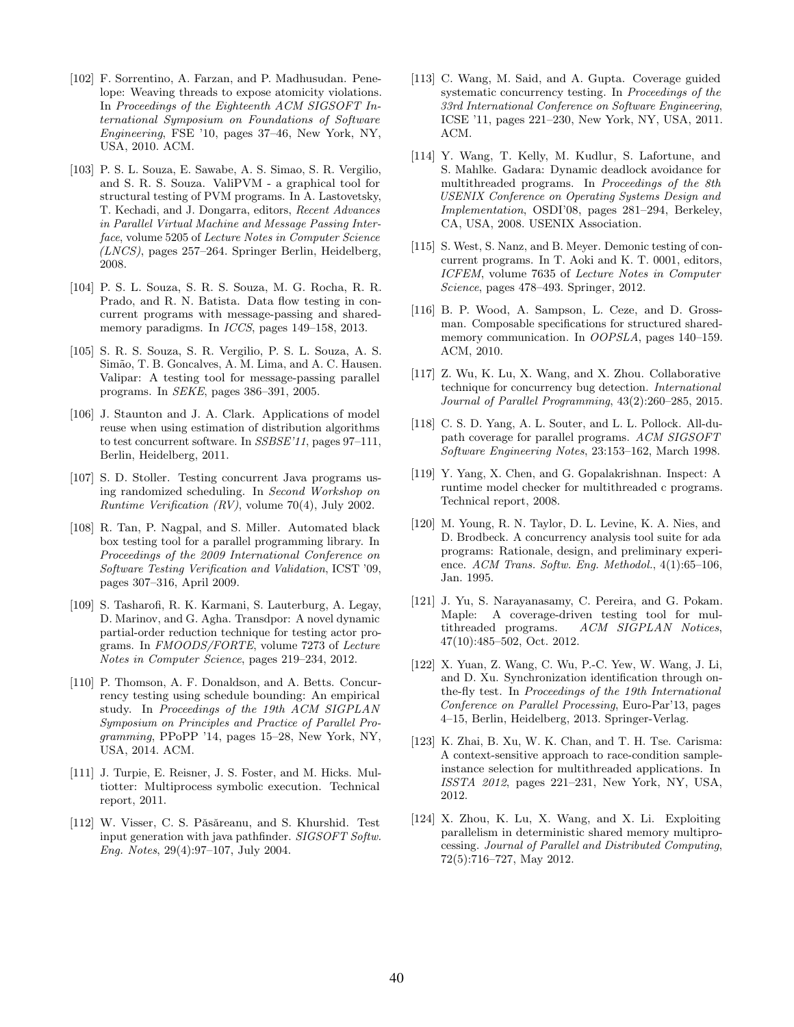[102] F. Sorrentino, A. Farzan, and P. Madhusudan. Penelope: Weaving threads to expose atomicity violations. In *Proceedings of the Eighteenth ACM SIGSOFT International Symposium on Foundations of Software Engineering*, FSE '10, pages 37–46, New York, NY, USA, 2010. ACM.

[103] P. S. L. Souza, E. Sawabe, A. S. Simao, S. R. Vergilio, and S. R. S. Souza. ValiPVM - a graphical tool for structural testing of PVM programs. In A. Lastovetsky, T. Kechadi, and J. Dongarra, editors, *Recent Advances in Parallel Virtual Machine and Message Passing Interface*, volume 5205 of *Lecture Notes in Computer Science (LNCS)*, pages 257–264. Springer Berlin, Heidelberg, 2008.

[104] P. S. L. Souza, S. R. S. Souza, M. G. Rocha, R. R. Prado, and R. N. Batista. Data flow testing in concurrent programs with message-passing and shared-memory paradigms. In *ICCS*, pages 149–158, 2013.

[105] S. R. S. Souza, S. R. Vergilio, P. S. L. Souza, A. S. Simão, T. B. Goncalves, A. M. Lima, and A. C. Hausen. Valipar: A testing tool for message-passing parallel programs. In *SEKE*, pages 386–391, 2005.

[106] J. Staunton and J. A. Clark. Applications of model reuse when using estimation of distribution algorithms to test concurrent software. In *SSBSE'11*, pages 97–111, Berlin, Heidelberg, 2011.

[107] S. D. Stoller. Testing concurrent Java programs using randomized scheduling. In *Second Workshop on Runtime Verification (RV)*, volume 70(4), July 2002.

[108] R. Tan, P. Nagpal, and S. Miller. Automated black box testing tool for a parallel programming library. In *Proceedings of the 2009 International Conference on Software Testing Verification and Validation*, ICST '09, pages 307–316, April 2009.

[109] S. Tasharofi, R. K. Karmani, S. Lauterburg, A. Legay, D. Marinov, and G. Agha. Transdpor: A novel dynamic partial-order reduction technique for testing actor programs. In *FMOODS/FORTE*, volume 7273 of *Lecture Notes in Computer Science*, pages 219–234, 2012.

[110] P. Thomson, A. F. Donaldson, and A. Betts. Concurrency testing using schedule bounding: An empirical study. In *Proceedings of the 19th ACM SIGPLAN Symposium on Principles and Practice of Parallel Programming*, PPoPP '14, pages 15–28, New York, NY, USA, 2014. ACM.

[111] J. Turpie, E. Reisner, J. S. Foster, and M. Hicks. Multiotter: Multiprocess symbolic execution. Technical report, 2011.

[112] W. Visser, C. S. Păsăreanu, and S. Khurshid. Test input generation with java pathfinder. *SIGSOFT Softw. Eng. Notes*, 29(4):97–107, July 2004.

[113] C. Wang, M. Said, and A. Gupta. Coverage guided systematic concurrency testing. In *Proceedings of the 33rd International Conference on Software Engineering*, ICSE '11, pages 221–230, New York, NY, USA, 2011. ACM.

[114] Y. Wang, T. Kelly, M. Kudlur, S. Lafortune, and S. Mahlke. Gadara: Dynamic deadlock avoidance for multithreaded programs. In *Proceedings of the 8th USENIX Conference on Operating Systems Design and Implementation*, OSDI'08, pages 281–294, Berkeley, CA, USA, 2008. USENIX Association.

[115] S. West, S. Nanz, and B. Meyer. Demonic testing of concurrent programs. In T. Aoki and K. T. 0001, editors, *ICFEM*, volume 7635 of *Lecture Notes in Computer Science*, pages 478–493. Springer, 2012.

[116] B. P. Wood, A. Sampson, L. Ceze, and D. Grossman. Composable specifications for structured shared-memory communication. In *OOPSLA*, pages 140–159. ACM, 2010.

[117] Z. Wu, K. Lu, X. Wang, and X. Zhou. Collaborative technique for concurrency bug detection. *International Journal of Parallel Programming*, 43(2):260–285, 2015.

[118] C. S. D. Yang, A. L. Souter, and L. L. Pollock. All-du-path coverage for parallel programs. *ACM SIGSOFT Software Engineering Notes*, 23:153–162, March 1998.

[119] Y. Yang, X. Chen, and G. Gopalakrishnan. Inspect: A runtime model checker for multithreaded c programs. Technical report, 2008.

[120] M. Young, R. N. Taylor, D. L. Levine, K. A. Nies, and D. Brodbeck. A concurrency analysis tool suite for ada programs: Rationale, design, and preliminary experience. *ACM Trans. Softw. Eng. Methodol.*, 4(1):65–106, Jan. 1995.

[121] J. Yu, S. Narayanasamy, C. Pereira, and G. Pokam. Maple: A coverage-driven testing tool for multithreaded programs. *ACM SIGPLAN Notices*, 47(10):485–502, Oct. 2012.

[122] X. Yuan, Z. Wang, C. Wu, P.-C. Yew, W. Wang, J. Li, and D. Xu. Synchronization identification through on-the-fly test. In *Proceedings of the 19th International Conference on Parallel Processing*, Euro-Par'13, pages 4–15, Berlin, Heidelberg, 2013. Springer-Verlag.

[123] K. Zhai, B. Xu, W. K. Chan, and T. H. Tse. Carisma: A context-sensitive approach to race-condition sample-instance selection for multithreaded applications. In *ISSTA 2012*, pages 221–231, New York, NY, USA, 2012.

[124] X. Zhou, K. Lu, X. Wang, and X. Li. Exploiting parallelism in deterministic shared memory multiprocessing. *Journal of Parallel and Distributed Computing*, 72(5):716–727, May 2012.